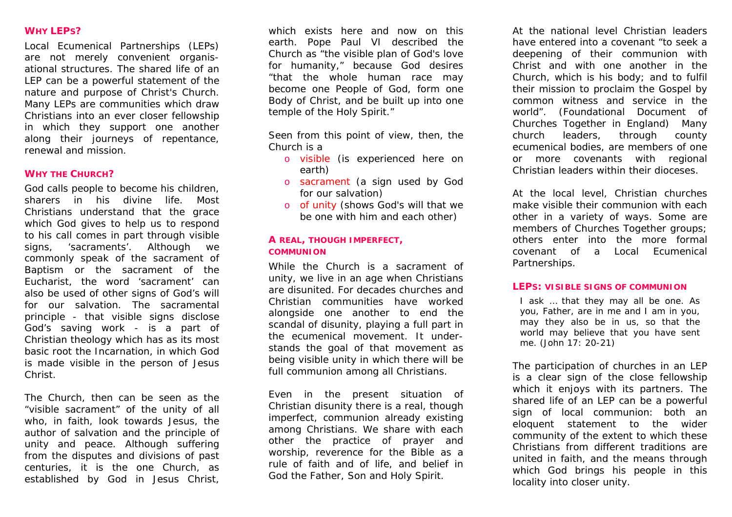## WHY LEPS?

Local Ecumenical Partnerships (LEPs) are not merely convenient organisational structures. The shared life of an LEP can be a powerful statement of the nature and purpose of Christ's Church. Many LEPs are communities which draw Christians into an ever closer fellowship in which they support one another along their journeys of repentance, renewal and mission.

## WHY THE CHURCH?

God calls people to become his children, sharers in his divine life. Most Christians understand that the grace which God gives to help us to respond to his call comes in part through visible signs, 'sacraments'. Although we commonly speak of the sacrament of Baptism or the sacrament of the Eucharist, the word 'sacrament' can also be used of other signs of God's will for our salvation. The sacramental principle - that visible signs disclose God's saving work - is a part of Christian theology which has as its most basic root the Incarnation, in which God is made visible in the person of Jesus Christ.

The Church, then can be seen as the "visible sacrament" of the unity of all who, in faith, look towards Jesus, the author of salvation and the principle of unity and peace. Although suffering from the disputes and divisions of past centuries, it is the one Church, as established by God in Jesus Christ, which exists here and now on this earth. Pope Paul VI described the Church as "the visible plan of God's love for humanity," because God desires "that the whole human race may become one People of God, form one Body of Christ, and be built up into one temple of the Holy Spirit."

Seen from this point of view, then, the Church is a

- visible (is experienced here on earth)
- sacrament (a sign used by God for our salvation)
- of unity (shows God's will that we be one with him and each other)

## A REAL, THOUGH IMPERFECT, COMMUNION

While the Church is a sacrament of unity, we live in an age when Christians are disunited. For decades churches and Christian communities have worked alongside one another to end the scandal of disunity, playing a full part in the ecumenical movement. It understands the goal of that movement as being visible unity in which there will be full communion among all Christians.

Even in the present situation of Christian disunity there is a real, though imperfect, communion already existing among Christians. We share with each other the practice of prayer and worship, reverence for the Bible as a rule of faith and of life, and belief in God the Father, Son and Holy Spirit.

At the national level Christian leaders have entered into a covenant "to seek a deepening of their communion with Christ and with one another in the Church, which is his body; and to fulfil their mission to proclaim the Gospel by common witness and service in the world". (Foundational Document of Churches Together in England) Many church leaders, through county ecumenical bodies, are members of one or more covenants with regional Christian leaders within their dioceses.

At the local level, Christian churches make visible their communion with each other in a variety of ways. Some are members of Churches Together groups; others enter into the more formal covenant of a Local Ecumenical Partnerships.

## LEPS: VISIBLE SIGNS OF COMMUNION

> I ask … that they may all be one. As you, Father, are in me and I am in you, may they also be in us, so that the world may believe that you have sent me. (John 17: 20-21)

The participation of churches in an LEP is a clear sign of the close fellowship which it enjoys with its partners. The shared life of an LEP can be a powerful sign of local communion: both an eloquent statement to the wider community of the extent to which these Christians from different traditions are united in faith, and the means through which God brings his people in this locality into closer unity.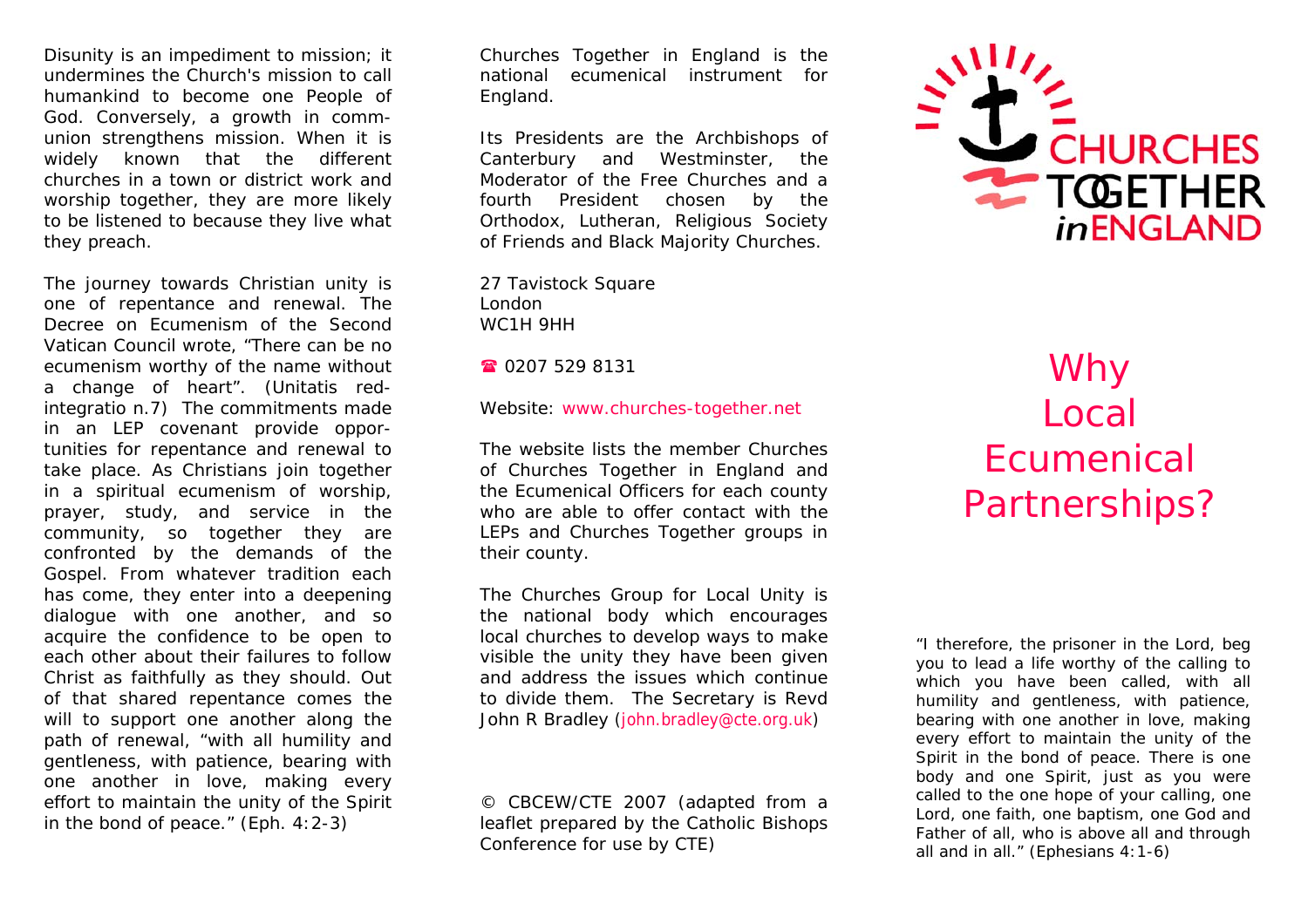Disunity is an impediment to mission; it undermines the Church's mission to call humankind to become one People of God. Conversely, a growth in communion strengthens mission. When it is widely known that the different churches in a town or district work and worship together, they are more likely to be listened to because they live what they preach.

The journey towards Christian unity is one of repentance and renewal. The Decree on Ecumenism of the Second Vatican Council wrote, "There can be no ecumenism worthy of the name without a change of heart". (Unitatis redintegratio n.7) The commitments made in an LEP covenant provide opportunities for repentance and renewal to take place. As Christians join together in a spiritual ecumenism of worship, prayer, study, and service in the community, so together they are confronted by the demands of the Gospel. From whatever tradition each has come, they enter into a deepening dialogue with one another, and so acquire the confidence to be open to each other about their failures to follow Christ as faithfully as they should. Out of that shared repentance comes the will to support one another along the path of renewal, "with all humility and gentleness, with patience, bearing with one another in love, making every effort to maintain the unity of the Spirit in the bond of peace." (Eph. 4:2-3)

Churches Together in England is the national ecumenical instrument for England.

Its Presidents are the Archbishops of Canterbury and Westminster, the Moderator of the Free Churches and a fourth President chosen by the Orthodox, Lutheran, Religious Society of Friends and Black Majority Churches.

27 Tavistock Square
London
WC1H 9HH

☎ 0207 529 8131

Website: www.churches-together.net

The website lists the member Churches of Churches Together in England and the Ecumenical Officers for each county who are able to offer contact with the LEPs and Churches Together groups in their county.

The Churches Group for Local Unity is the national body which encourages local churches to develop ways to make visible the unity they have been given and address the issues which continue to divide them. The Secretary is Revd John R Bradley (john.bradley@cte.org.uk)

© CBCEW/CTE 2007 (adapted from a leaflet prepared by the Catholic Bishops Conference for use by CTE)

CHURCHES TOGETHER *in* ENGLAND

# Why Local Ecumenical Partnerships?

"I therefore, the prisoner in the Lord, beg you to lead a life worthy of the calling to which you have been called, with all humility and gentleness, with patience, bearing with one another in love, making every effort to maintain the unity of the Spirit in the bond of peace. There is one body and one Spirit, just as you were called to the one hope of your calling, one Lord, one faith, one baptism, one God and Father of all, who is above all and through all and in all." (Ephesians 4:1-6)